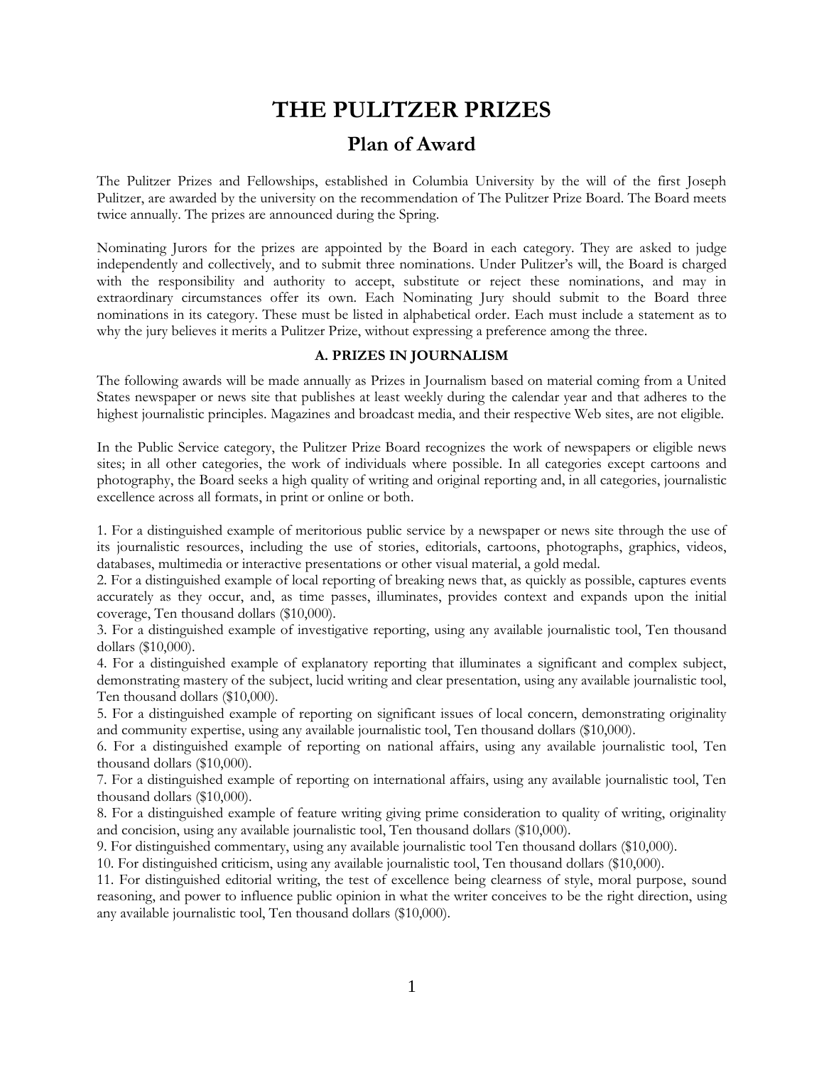# THE PULITZER PRIZES

## Plan of Award

The Pulitzer Prizes and Fellowships, established in Columbia University by the will of the first Joseph Pulitzer, are awarded by the university on the recommendation of The Pulitzer Prize Board. The Board meets twice annually. The prizes are announced during the Spring.

Nominating Jurors for the prizes are appointed by the Board in each category. They are asked to judge independently and collectively, and to submit three nominations. Under Pulitzer's will, the Board is charged with the responsibility and authority to accept, substitute or reject these nominations, and may in extraordinary circumstances offer its own. Each Nominating Jury should submit to the Board three nominations in its category. These must be listed in alphabetical order. Each must include a statement as to why the jury believes it merits a Pulitzer Prize, without expressing a preference among the three.

### A. PRIZES IN JOURNALISM

The following awards will be made annually as Prizes in Journalism based on material coming from a United States newspaper or news site that publishes at least weekly during the calendar year and that adheres to the highest journalistic principles. Magazines and broadcast media, and their respective Web sites, are not eligible.

In the Public Service category, the Pulitzer Prize Board recognizes the work of newspapers or eligible news sites; in all other categories, the work of individuals where possible. In all categories except cartoons and photography, the Board seeks a high quality of writing and original reporting and, in all categories, journalistic excellence across all formats, in print or online or both.

1. For a distinguished example of meritorious public service by a newspaper or news site through the use of its journalistic resources, including the use of stories, editorials, cartoons, photographs, graphics, videos, databases, multimedia or interactive presentations or other visual material, a gold medal.
2. For a distinguished example of local reporting of breaking news that, as quickly as possible, captures events accurately as they occur, and, as time passes, illuminates, provides context and expands upon the initial coverage, Ten thousand dollars ($10,000).
3. For a distinguished example of investigative reporting, using any available journalistic tool, Ten thousand dollars ($10,000).
4. For a distinguished example of explanatory reporting that illuminates a significant and complex subject, demonstrating mastery of the subject, lucid writing and clear presentation, using any available journalistic tool, Ten thousand dollars ($10,000).
5. For a distinguished example of reporting on significant issues of local concern, demonstrating originality and community expertise, using any available journalistic tool, Ten thousand dollars ($10,000).
6. For a distinguished example of reporting on national affairs, using any available journalistic tool, Ten thousand dollars ($10,000).
7. For a distinguished example of reporting on international affairs, using any available journalistic tool, Ten thousand dollars ($10,000).
8. For a distinguished example of feature writing giving prime consideration to quality of writing, originality and concision, using any available journalistic tool, Ten thousand dollars ($10,000).
9. For distinguished commentary, using any available journalistic tool Ten thousand dollars ($10,000).
10. For distinguished criticism, using any available journalistic tool, Ten thousand dollars ($10,000).
11. For distinguished editorial writing, the test of excellence being clearness of style, moral purpose, sound reasoning, and power to influence public opinion in what the writer conceives to be the right direction, using any available journalistic tool, Ten thousand dollars ($10,000).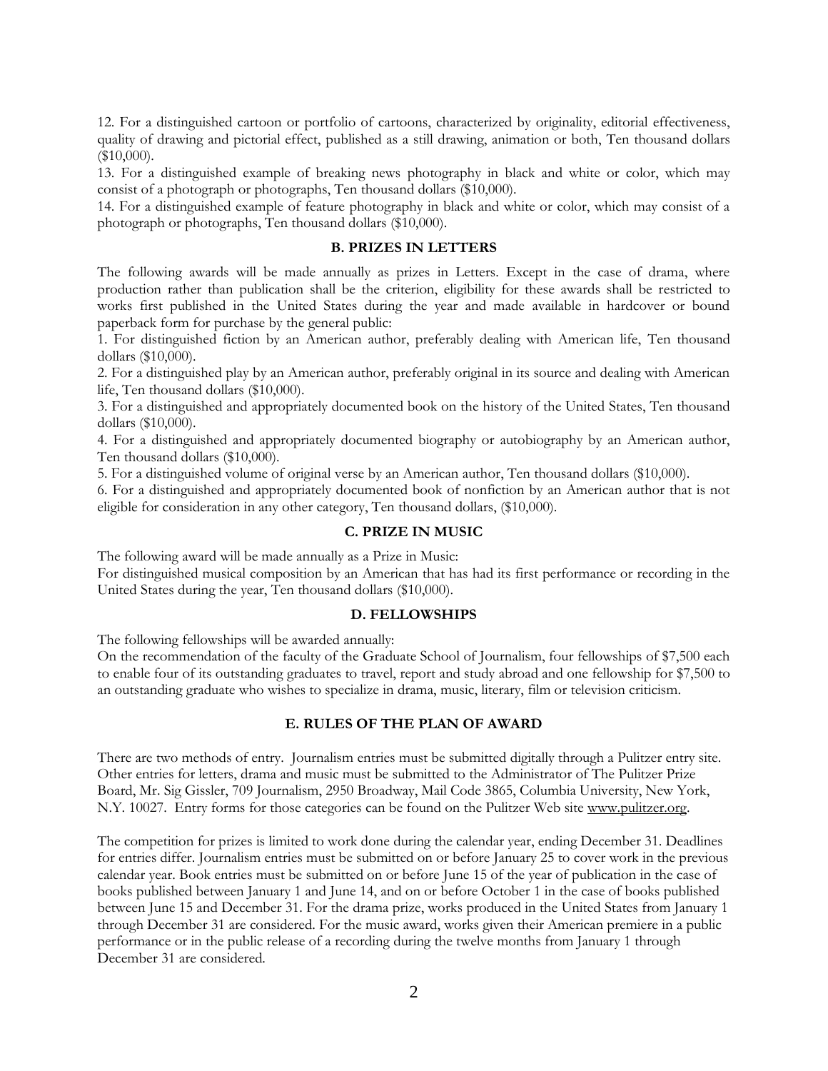12. For a distinguished cartoon or portfolio of cartoons, characterized by originality, editorial effectiveness, quality of drawing and pictorial effect, published as a still drawing, animation or both, Ten thousand dollars ($10,000).

13. For a distinguished example of breaking news photography in black and white or color, which may consist of a photograph or photographs, Ten thousand dollars ($10,000).

14. For a distinguished example of feature photography in black and white or color, which may consist of a photograph or photographs, Ten thousand dollars ($10,000).

### B. PRIZES IN LETTERS

The following awards will be made annually as prizes in Letters. Except in the case of drama, where production rather than publication shall be the criterion, eligibility for these awards shall be restricted to works first published in the United States during the year and made available in hardcover or bound paperback form for purchase by the general public:

1. For distinguished fiction by an American author, preferably dealing with American life, Ten thousand dollars ($10,000).
2. For a distinguished play by an American author, preferably original in its source and dealing with American life, Ten thousand dollars ($10,000).
3. For a distinguished and appropriately documented book on the history of the United States, Ten thousand dollars ($10,000).
4. For a distinguished and appropriately documented biography or autobiography by an American author, Ten thousand dollars ($10,000).
5. For a distinguished volume of original verse by an American author, Ten thousand dollars ($10,000).
6. For a distinguished and appropriately documented book of nonfiction by an American author that is not eligible for consideration in any other category, Ten thousand dollars, ($10,000).

### C. PRIZE IN MUSIC

The following award will be made annually as a Prize in Music:

For distinguished musical composition by an American that has had its first performance or recording in the United States during the year, Ten thousand dollars ($10,000).

### D. FELLOWSHIPS

The following fellowships will be awarded annually:

On the recommendation of the faculty of the Graduate School of Journalism, four fellowships of $7,500 each to enable four of its outstanding graduates to travel, report and study abroad and one fellowship for $7,500 to an outstanding graduate who wishes to specialize in drama, music, literary, film or television criticism.

### E. RULES OF THE PLAN OF AWARD

There are two methods of entry. Journalism entries must be submitted digitally through a Pulitzer entry site. Other entries for letters, drama and music must be submitted to the Administrator of The Pulitzer Prize Board, Mr. Sig Gissler, 709 Journalism, 2950 Broadway, Mail Code 3865, Columbia University, New York, N.Y. 10027. Entry forms for those categories can be found on the Pulitzer Web site www.pulitzer.org.

The competition for prizes is limited to work done during the calendar year, ending December 31. Deadlines for entries differ. Journalism entries must be submitted on or before January 25 to cover work in the previous calendar year. Book entries must be submitted on or before June 15 of the year of publication in the case of books published between January 1 and June 14, and on or before October 1 in the case of books published between June 15 and December 31. For the drama prize, works produced in the United States from January 1 through December 31 are considered. For the music award, works given their American premiere in a public performance or in the public release of a recording during the twelve months from January 1 through December 31 are considered.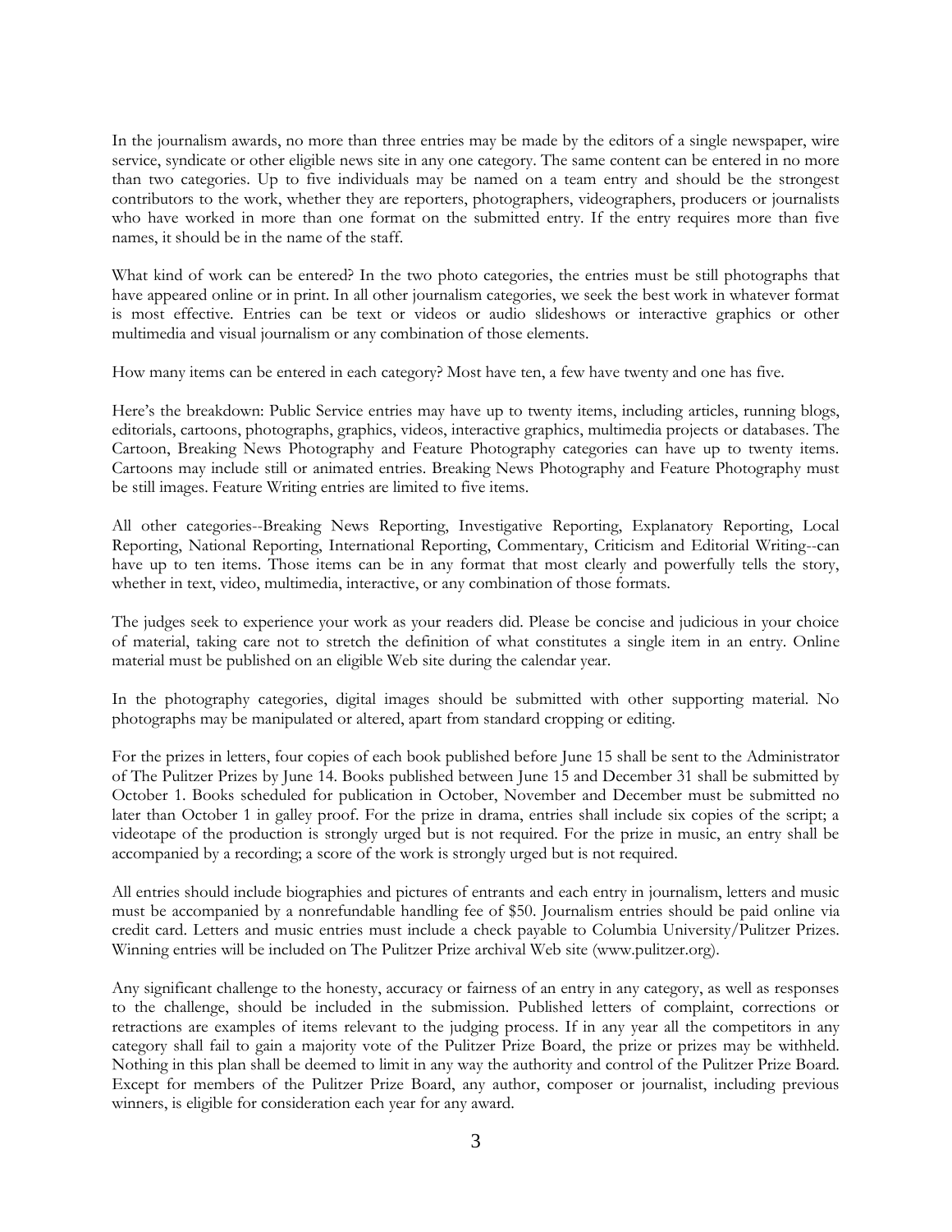In the journalism awards, no more than three entries may be made by the editors of a single newspaper, wire service, syndicate or other eligible news site in any one category. The same content can be entered in no more than two categories. Up to five individuals may be named on a team entry and should be the strongest contributors to the work, whether they are reporters, photographers, videographers, producers or journalists who have worked in more than one format on the submitted entry. If the entry requires more than five names, it should be in the name of the staff.

What kind of work can be entered? In the two photo categories, the entries must be still photographs that have appeared online or in print. In all other journalism categories, we seek the best work in whatever format is most effective. Entries can be text or videos or audio slideshows or interactive graphics or other multimedia and visual journalism or any combination of those elements.

How many items can be entered in each category? Most have ten, a few have twenty and one has five.

Here's the breakdown: Public Service entries may have up to twenty items, including articles, running blogs, editorials, cartoons, photographs, graphics, videos, interactive graphics, multimedia projects or databases. The Cartoon, Breaking News Photography and Feature Photography categories can have up to twenty items. Cartoons may include still or animated entries. Breaking News Photography and Feature Photography must be still images. Feature Writing entries are limited to five items.

All other categories--Breaking News Reporting, Investigative Reporting, Explanatory Reporting, Local Reporting, National Reporting, International Reporting, Commentary, Criticism and Editorial Writing--can have up to ten items. Those items can be in any format that most clearly and powerfully tells the story, whether in text, video, multimedia, interactive, or any combination of those formats.

The judges seek to experience your work as your readers did. Please be concise and judicious in your choice of material, taking care not to stretch the definition of what constitutes a single item in an entry. Online material must be published on an eligible Web site during the calendar year.

In the photography categories, digital images should be submitted with other supporting material. No photographs may be manipulated or altered, apart from standard cropping or editing.

For the prizes in letters, four copies of each book published before June 15 shall be sent to the Administrator of The Pulitzer Prizes by June 14. Books published between June 15 and December 31 shall be submitted by October 1. Books scheduled for publication in October, November and December must be submitted no later than October 1 in galley proof. For the prize in drama, entries shall include six copies of the script; a videotape of the production is strongly urged but is not required. For the prize in music, an entry shall be accompanied by a recording; a score of the work is strongly urged but is not required.

All entries should include biographies and pictures of entrants and each entry in journalism, letters and music must be accompanied by a nonrefundable handling fee of $50. Journalism entries should be paid online via credit card. Letters and music entries must include a check payable to Columbia University/Pulitzer Prizes. Winning entries will be included on The Pulitzer Prize archival Web site (www.pulitzer.org).

Any significant challenge to the honesty, accuracy or fairness of an entry in any category, as well as responses to the challenge, should be included in the submission. Published letters of complaint, corrections or retractions are examples of items relevant to the judging process. If in any year all the competitors in any category shall fail to gain a majority vote of the Pulitzer Prize Board, the prize or prizes may be withheld. Nothing in this plan shall be deemed to limit in any way the authority and control of the Pulitzer Prize Board. Except for members of the Pulitzer Prize Board, any author, composer or journalist, including previous winners, is eligible for consideration each year for any award.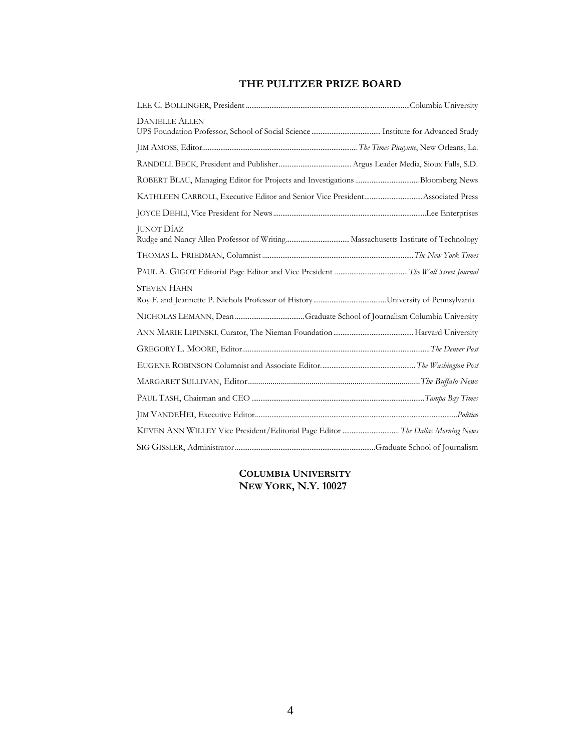## THE PULITZER PRIZE BOARD

LEE C. BOLLINGER, President ........................................................................................Columbia University

DANIELLE ALLEN
UPS Foundation Professor, School of Social Science ..................................... Institute for Advanced Study

JIM AMOSS, Editor.................................................................................. *The Times Picayune*, New Orleans, La.

RANDELL BECK, President and Publisher........................................ Argus Leader Media, Sioux Falls, S.D.

ROBERT BLAU, Managing Editor for Projects and Investigations .................................. Bloomberg News

KATHLEEN CARROLL, Executive Editor and Senior Vice President...............................Associated Press

JOYCE DEHLI, Vice President for News..................................................................................Lee Enterprises

JUNOT DÍAZ
Rudge and Nancy Allen Professor of Writing.................................. Massachusetts Institute of Technology

THOMAS L. FRIEDMAN, Columnist .................................................................................*The New York Times*

PAUL A. GIGOT Editorial Page Editor and Vice President ....................................... *The Wall Street Journal*

STEVEN HAHN
Roy F. and Jeannette P. Nichols Professor of History........................................University of Pennsylvania

NICHOLAS LEMANN, Dean .....................................Graduate School of Journalism Columbia University

ANN MARIE LIPINSKI, Curator, The Nieman Foundation ........................................... Harvard University

GREGORY L. MOORE, Editor.....................................................................................................*The Denver Post*

EUGENE ROBINSON Columnist and Associate Editor.................................................... *The Washington Post*

MARGARET SULLIVAN, Editor..................................................................................*The Buffalo News*

PAUL TASH, Chairman and CEO ..............................................................................................*Tampa Bay Times*

JIM VANDEHEI, Executive Editor.............................................................................................................*Politico*

KEVEN ANN WILLEY Vice President/Editorial Page Editor .............................. *The Dallas Morning News*

SIG GISSLER, Administrator...........................................................................Graduate School of Journalism

**COLUMBIA UNIVERSITY**
**NEW YORK, N.Y. 10027**